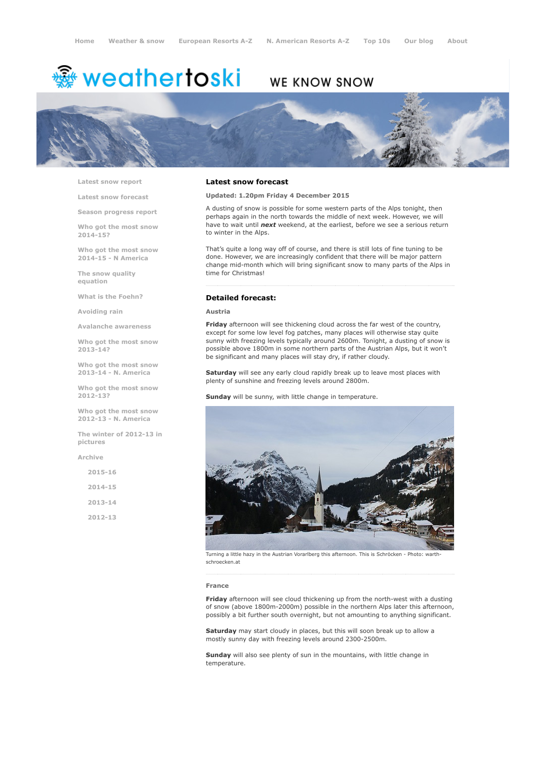Home   Weather & snow   European Resorts A-Z   N. American Resorts A-Z   Top 10s   Our blog   About

weathertoski

WE KNOW SNOW

- Latest snow report
- Latest snow forecast
- Season progress report
- Who got the most snow 2014-15?
- Who got the most snow 2014-15 - N America
- The snow quality equation
- What is the Foehn?
- Avoiding rain
- Avalanche awareness
- Who got the most snow 2013-14?
- Who got the most snow 2013-14 - N. America
- Who got the most snow 2012-13?
- Who got the most snow 2012-13 - N. America
- The winter of 2012-13 in pictures
- Archive
  - 2015-16
  - 2014-15
  - 2013-14
  - 2012-13

## Latest snow forecast

**Updated: 1.20pm Friday 4 December 2015**

A dusting of snow is possible for some western parts of the Alps tonight, then perhaps again in the north towards the middle of next week. However, we will have to wait until ***next*** weekend, at the earliest, before we see a serious return to winter in the Alps.

That's quite a long way off of course, and there is still lots of fine tuning to be done. However, we are increasingly confident that there will be major pattern change mid-month which will bring significant snow to many parts of the Alps in time for Christmas!

### Detailed forecast:

#### Austria

**Friday** afternoon will see thickening cloud across the far west of the country, except for some low level fog patches, many places will otherwise stay quite sunny with freezing levels typically around 2600m. Tonight, a dusting of snow is possible above 1800m in some northern parts of the Austrian Alps, but it won't be significant and many places will stay dry, if rather cloudy.

**Saturday** will see any early cloud rapidly break up to leave most places with plenty of sunshine and freezing levels around 2800m.

**Sunday** will be sunny, with little change in temperature.

Turning a little hazy in the Austrian Vorarlberg this afternoon. This is Schröcken - Photo: warth-schroecken.at

#### France

**Friday** afternoon will see cloud thickening up from the north-west with a dusting of snow (above 1800m-2000m) possible in the northern Alps later this afternoon, possibly a bit further south overnight, but not amounting to anything significant.

**Saturday** may start cloudy in places, but this will soon break up to allow a mostly sunny day with freezing levels around 2300-2500m.

**Sunday** will also see plenty of sun in the mountains, with little change in temperature.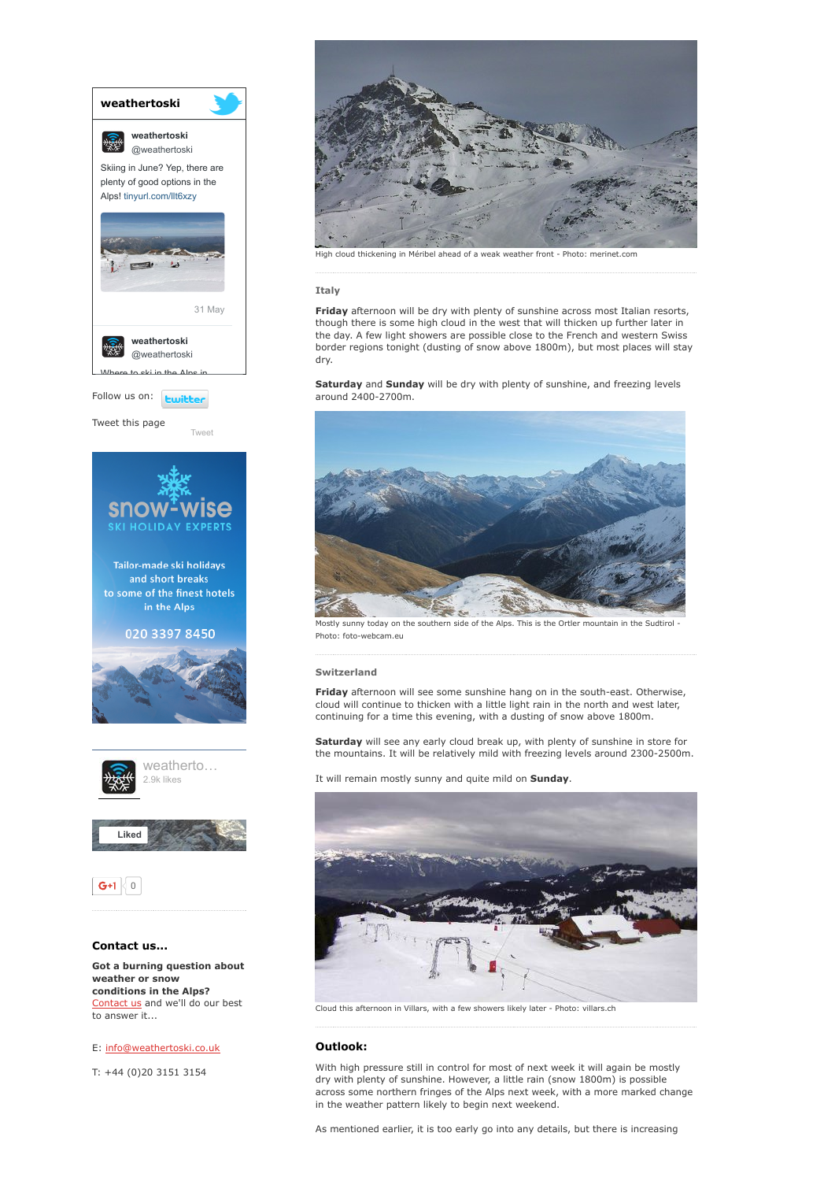weathertoski

weathertoski
@weathertoski

Skiing in June? Yep, there are plenty of good options in the Alps! tinyurl.com/llt6xzy

31 May

weathertoski
@weathertoski

Follow us on:

Tweet this page

Tweet

snow-wise SKI HOLIDAY EXPERTS

Tailor-made ski holidays and short breaks to some of the finest hotels in the Alps

020 3397 8450

weatherto...
2.9k likes

Liked

G+1 0

**Contact us...**

**Got a burning question about weather or snow conditions in the Alps?** Contact us and we'll do our best to answer it...

E: info@weathertoski.co.uk

T: +44 (0)20 3151 3154

High cloud thickening in Méribel ahead of a weak weather front - Photo: merinet.com

### Italy

**Friday** afternoon will be dry with plenty of sunshine across most Italian resorts, though there is some high cloud in the west that will thicken up further later in the day. A few light showers are possible close to the French and western Swiss border regions tonight (dusting of snow above 1800m), but most places will stay dry.

**Saturday** and **Sunday** will be dry with plenty of sunshine, and freezing levels around 2400-2700m.

Mostly sunny today on the southern side of the Alps. This is the Ortler mountain in the Sudtirol - Photo: foto-webcam.eu

### Switzerland

**Friday** afternoon will see some sunshine hang on in the south-east. Otherwise, cloud will continue to thicken with a little light rain in the north and west later, continuing for a time this evening, with a dusting of snow above 1800m.

**Saturday** will see any early cloud break up, with plenty of sunshine in store for the mountains. It will be relatively mild with freezing levels around 2300-2500m.

It will remain mostly sunny and quite mild on **Sunday**.

Cloud this afternoon in Villars, with a few showers likely later - Photo: villars.ch

## Outlook:

With high pressure still in control for most of next week it will again be mostly dry with plenty of sunshine. However, a little rain (snow 1800m) is possible across some northern fringes of the Alps next week, with a more marked change in the weather pattern likely to begin next weekend.

As mentioned earlier, it is too early go into any details, but there is increasing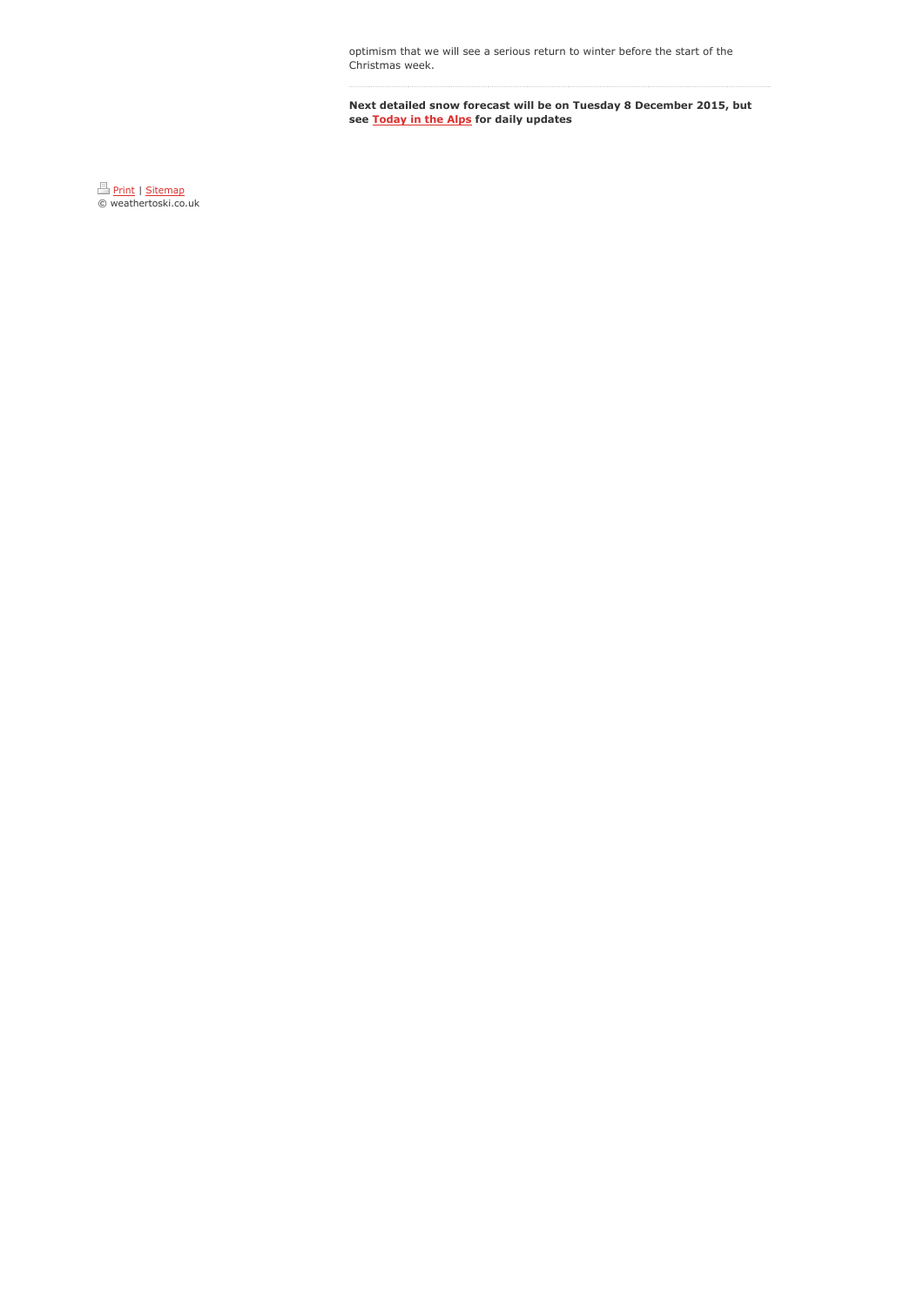optimism that we will see a serious return to winter before the start of the Christmas week.

---

**Next detailed snow forecast will be on Tuesday 8 December 2015, but see Today in the Alps for daily updates**

Print | Sitemap
© weathertoski.co.uk